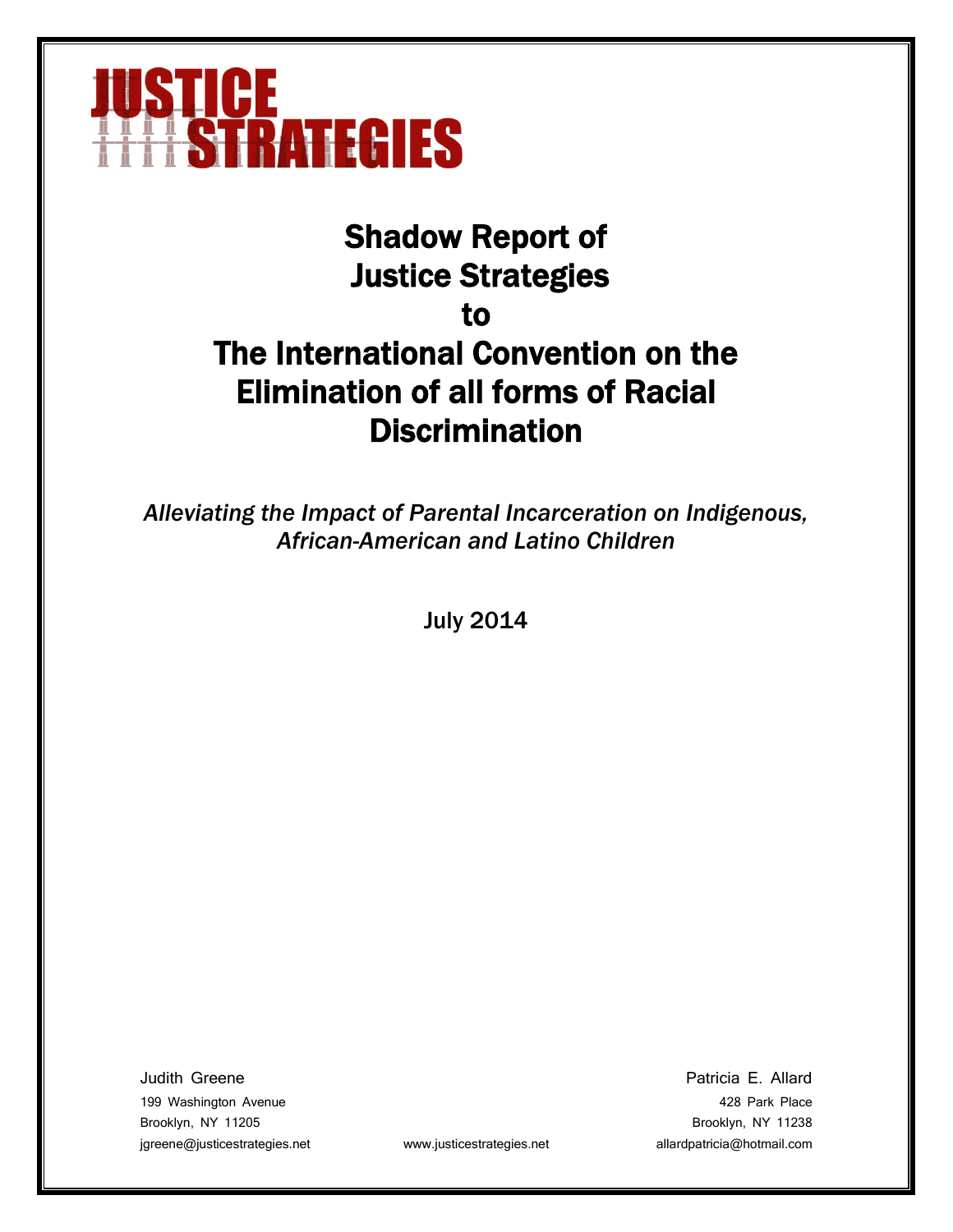JUSTICE STRATEGIES

# Shadow Report of Justice Strategies to The International Convention on the Elimination of all forms of Racial Discrimination

*Alleviating the Impact of Parental Incarceration on Indigenous, African-American and Latino Children*

July 2014

Judith Greene
199 Washington Avenue
Brooklyn, NY 11205
jgreene@justicestrategies.net

www.justicestrategies.net

Patricia E. Allard
428 Park Place
Brooklyn, NY 11238
allardpatricia@hotmail.com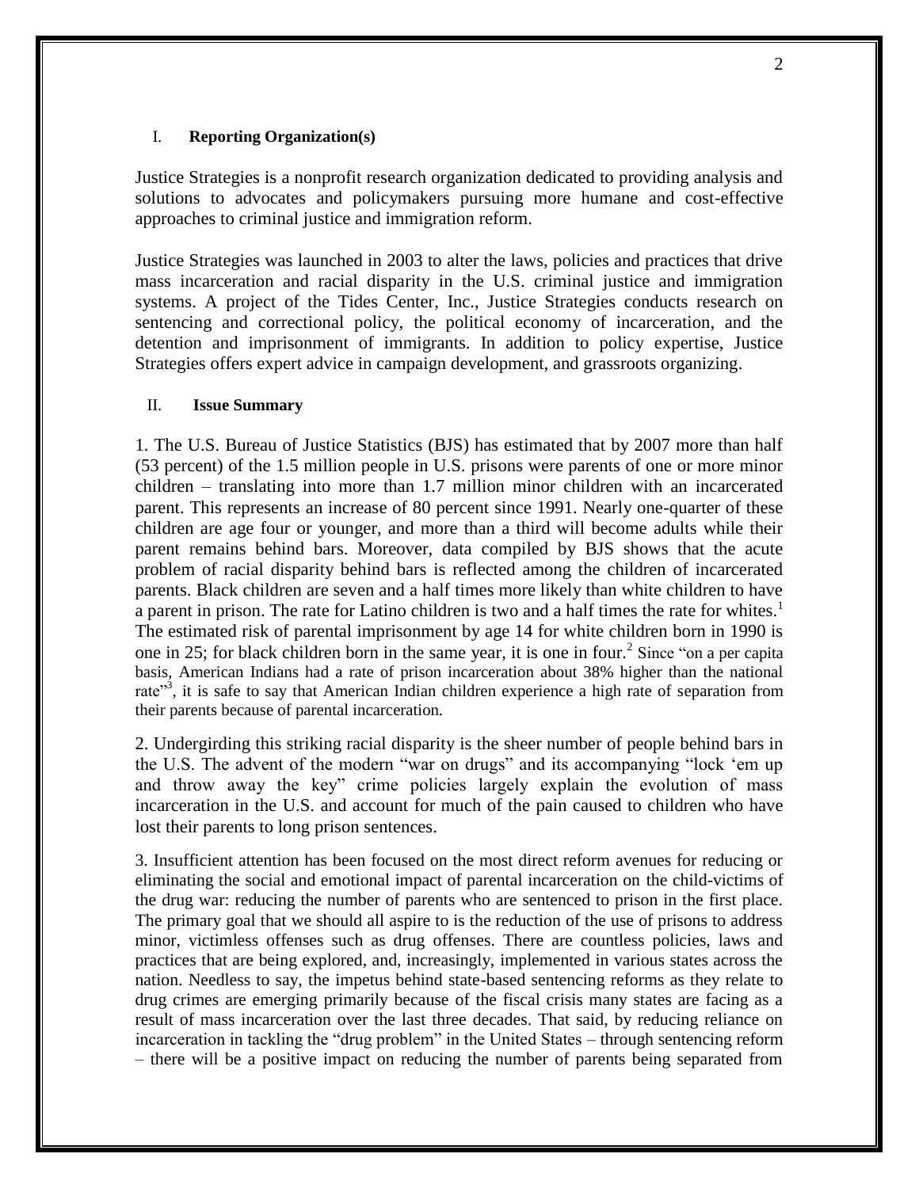## I. Reporting Organization(s)

Justice Strategies is a nonprofit research organization dedicated to providing analysis and solutions to advocates and policymakers pursuing more humane and cost-effective approaches to criminal justice and immigration reform.

Justice Strategies was launched in 2003 to alter the laws, policies and practices that drive mass incarceration and racial disparity in the U.S. criminal justice and immigration systems. A project of the Tides Center, Inc., Justice Strategies conducts research on sentencing and correctional policy, the political economy of incarceration, and the detention and imprisonment of immigrants. In addition to policy expertise, Justice Strategies offers expert advice in campaign development, and grassroots organizing.

## II. Issue Summary

1. The U.S. Bureau of Justice Statistics (BJS) has estimated that by 2007 more than half (53 percent) of the 1.5 million people in U.S. prisons were parents of one or more minor children – translating into more than 1.7 million minor children with an incarcerated parent. This represents an increase of 80 percent since 1991. Nearly one-quarter of these children are age four or younger, and more than a third will become adults while their parent remains behind bars. Moreover, data compiled by BJS shows that the acute problem of racial disparity behind bars is reflected among the children of incarcerated parents. Black children are seven and a half times more likely than white children to have a parent in prison. The rate for Latino children is two and a half times the rate for whites.[1] The estimated risk of parental imprisonment by age 14 for white children born in 1990 is one in 25; for black children born in the same year, it is one in four.[2] Since "on a per capita basis, American Indians had a rate of prison incarceration about 38% higher than the national rate"[3], it is safe to say that American Indian children experience a high rate of separation from their parents because of parental incarceration.

2. Undergirding this striking racial disparity is the sheer number of people behind bars in the U.S. The advent of the modern "war on drugs" and its accompanying "lock 'em up and throw away the key" crime policies largely explain the evolution of mass incarceration in the U.S. and account for much of the pain caused to children who have lost their parents to long prison sentences.

3. Insufficient attention has been focused on the most direct reform avenues for reducing or eliminating the social and emotional impact of parental incarceration on the child-victims of the drug war: reducing the number of parents who are sentenced to prison in the first place. The primary goal that we should all aspire to is the reduction of the use of prisons to address minor, victimless offenses such as drug offenses. There are countless policies, laws and practices that are being explored, and, increasingly, implemented in various states across the nation. Needless to say, the impetus behind state-based sentencing reforms as they relate to drug crimes are emerging primarily because of the fiscal crisis many states are facing as a result of mass incarceration over the last three decades. That said, by reducing reliance on incarceration in tackling the "drug problem" in the United States – through sentencing reform – there will be a positive impact on reducing the number of parents being separated from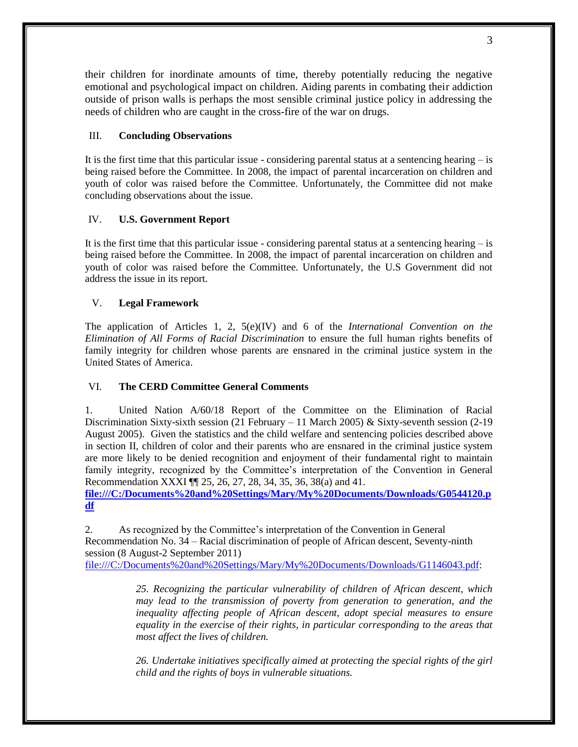their children for inordinate amounts of time, thereby potentially reducing the negative emotional and psychological impact on children. Aiding parents in combating their addiction outside of prison walls is perhaps the most sensible criminal justice policy in addressing the needs of children who are caught in the cross-fire of the war on drugs.

## III. Concluding Observations

It is the first time that this particular issue - considering parental status at a sentencing hearing – is being raised before the Committee. In 2008, the impact of parental incarceration on children and youth of color was raised before the Committee. Unfortunately, the Committee did not make concluding observations about the issue.

## IV. U.S. Government Report

It is the first time that this particular issue - considering parental status at a sentencing hearing – is being raised before the Committee. In 2008, the impact of parental incarceration on children and youth of color was raised before the Committee. Unfortunately, the U.S Government did not address the issue in its report.

## V. Legal Framework

The application of Articles 1, 2, 5(e)(IV) and 6 of the *International Convention on the Elimination of All Forms of Racial Discrimination* to ensure the full human rights benefits of family integrity for children whose parents are ensnared in the criminal justice system in the United States of America.

## VI. The CERD Committee General Comments

1. United Nation A/60/18 Report of the Committee on the Elimination of Racial Discrimination Sixty-sixth session (21 February – 11 March 2005) & Sixty-seventh session (2-19 August 2005). Given the statistics and the child welfare and sentencing policies described above in section II, children of color and their parents who are ensnared in the criminal justice system are more likely to be denied recognition and enjoyment of their fundamental right to maintain family integrity, recognized by the Committee's interpretation of the Convention in General Recommendation XXXI ¶¶ 25, 26, 27, 28, 34, 35, 36, 38(a) and 41. **file:///C:/Documents%20and%20Settings/Mary/My%20Documents/Downloads/G0544120.pdf**

2. As recognized by the Committee's interpretation of the Convention in General Recommendation No. 34 – Racial discrimination of people of African descent, Seventy-ninth session (8 August-2 September 2011) file:///C:/Documents%20and%20Settings/Mary/My%20Documents/Downloads/G1146043.pdf:

> *25. Recognizing the particular vulnerability of children of African descent, which may lead to the transmission of poverty from generation to generation, and the inequality affecting people of African descent, adopt special measures to ensure equality in the exercise of their rights, in particular corresponding to the areas that most affect the lives of children.*
>
> *26. Undertake initiatives specifically aimed at protecting the special rights of the girl child and the rights of boys in vulnerable situations.*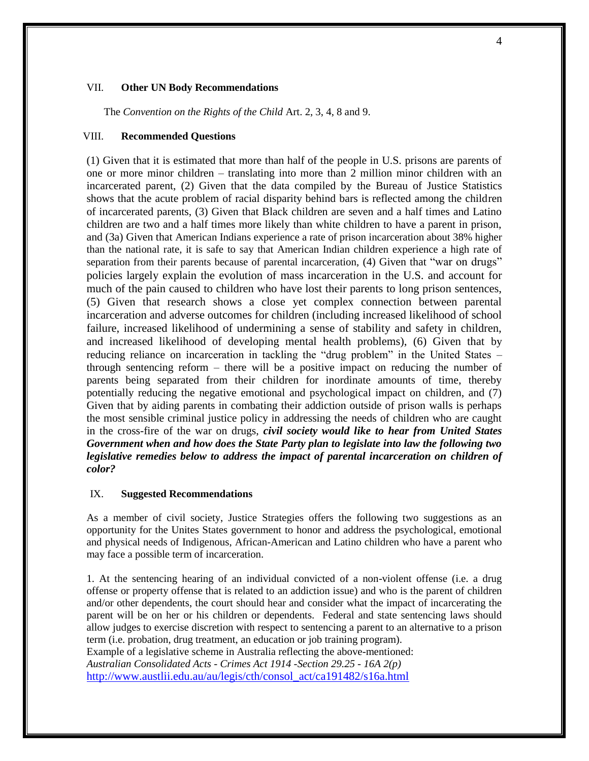## VII. **Other UN Body Recommendations**

The *Convention on the Rights of the Child* Art. 2, 3, 4, 8 and 9.

## VIII. **Recommended Questions**

(1) Given that it is estimated that more than half of the people in U.S. prisons are parents of one or more minor children – translating into more than 2 million minor children with an incarcerated parent, (2) Given that the data compiled by the Bureau of Justice Statistics shows that the acute problem of racial disparity behind bars is reflected among the children of incarcerated parents, (3) Given that Black children are seven and a half times and Latino children are two and a half times more likely than white children to have a parent in prison, and (3a) Given that American Indians experience a rate of prison incarceration about 38% higher than the national rate, it is safe to say that American Indian children experience a high rate of separation from their parents because of parental incarceration, (4) Given that "war on drugs" policies largely explain the evolution of mass incarceration in the U.S. and account for much of the pain caused to children who have lost their parents to long prison sentences, (5) Given that research shows a close yet complex connection between parental incarceration and adverse outcomes for children (including increased likelihood of school failure, increased likelihood of undermining a sense of stability and safety in children, and increased likelihood of developing mental health problems), (6) Given that by reducing reliance on incarceration in tackling the "drug problem" in the United States – through sentencing reform – there will be a positive impact on reducing the number of parents being separated from their children for inordinate amounts of time, thereby potentially reducing the negative emotional and psychological impact on children, and (7) Given that by aiding parents in combating their addiction outside of prison walls is perhaps the most sensible criminal justice policy in addressing the needs of children who are caught in the cross-fire of the war on drugs, ***civil society would like to hear from United States Government when and how does the State Party plan to legislate into law the following two legislative remedies below to address the impact of parental incarceration on children of color?***

## IX. **Suggested Recommendations**

As a member of civil society, Justice Strategies offers the following two suggestions as an opportunity for the Unites States government to honor and address the psychological, emotional and physical needs of Indigenous, African-American and Latino children who have a parent who may face a possible term of incarceration.

1. At the sentencing hearing of an individual convicted of a non-violent offense (i.e. a drug offense or property offense that is related to an addiction issue) and who is the parent of children and/or other dependents, the court should hear and consider what the impact of incarcerating the parent will be on her or his children or dependents. Federal and state sentencing laws should allow judges to exercise discretion with respect to sentencing a parent to an alternative to a prison term (i.e. probation, drug treatment, an education or job training program).
Example of a legislative scheme in Australia reflecting the above-mentioned:
*Australian Consolidated Acts - Crimes Act 1914 -Section 29.25 - 16A 2(p)*
http://www.austlii.edu.au/au/legis/cth/consol_act/ca191482/s16a.html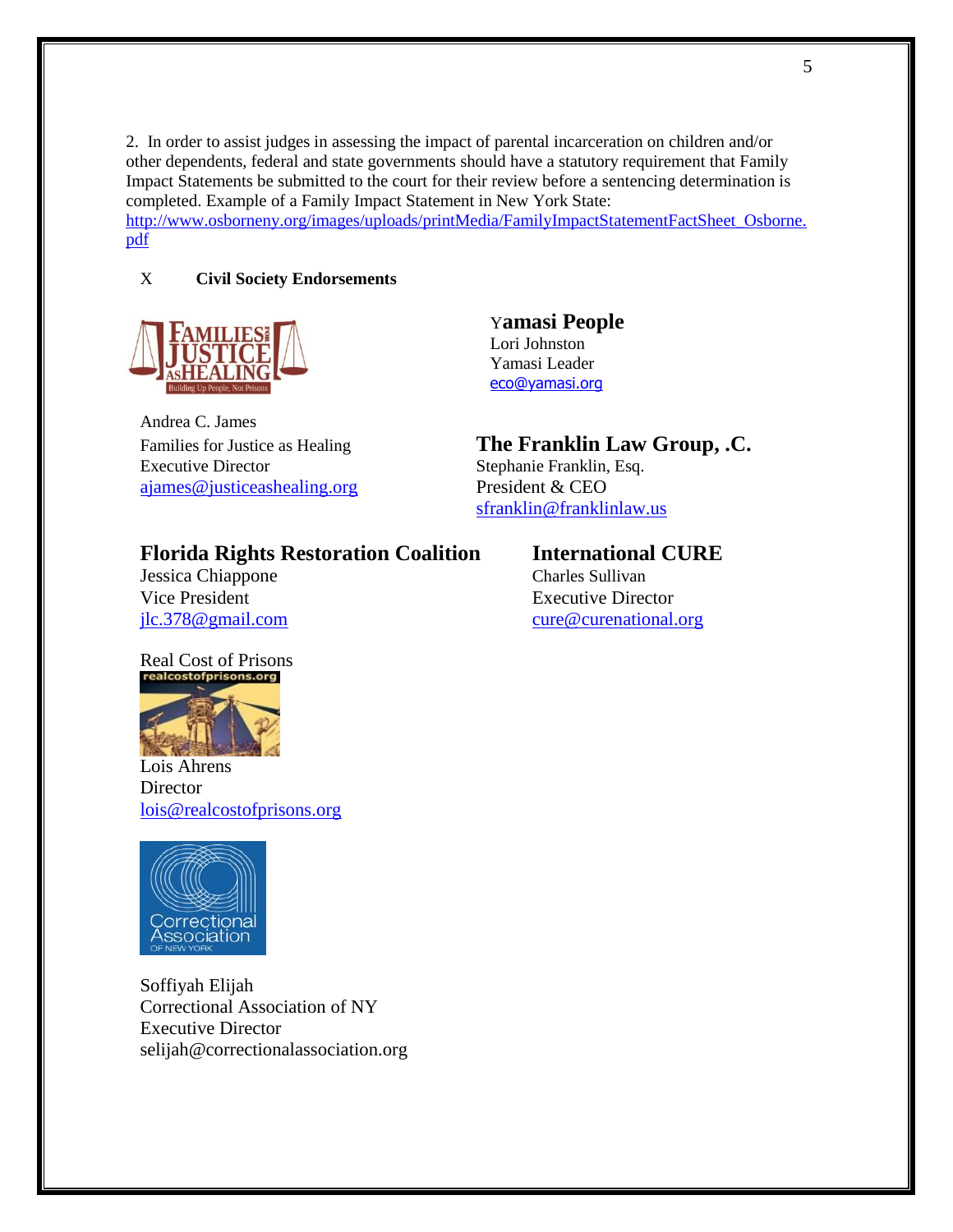2. In order to assist judges in assessing the impact of parental incarceration on children and/or other dependents, federal and state governments should have a statutory requirement that Family Impact Statements be submitted to the court for their review before a sentencing determination is completed. Example of a Family Impact Statement in New York State: http://www.osborneny.org/images/uploads/printMedia/FamilyImpactStatementFactSheet_Osborne.pdf

## X Civil Society Endorsements

Families for Justice as Healing — Building Up People, Not Prisons

Andrea C. James
Families for Justice as Healing
Executive Director
ajames@justiceashealing.org

**Yamasi People**
Lori Johnston
Yamasi Leader
eco@yamasi.org

**The Franklin Law Group, .C.**
Stephanie Franklin, Esq.
President & CEO
sfranklin@franklinlaw.us

**Florida Rights Restoration Coalition**
Jessica Chiappone
Vice President
jlc.378@gmail.com

**International CURE**
Charles Sullivan
Executive Director
cure@curenational.org

Real Cost of Prisons
realcostofprisons.org
Lois Ahrens
Director
lois@realcostofprisons.org

Correctional Association of New York

Soffiyah Elijah
Correctional Association of NY
Executive Director
selijah@correctionalassociation.org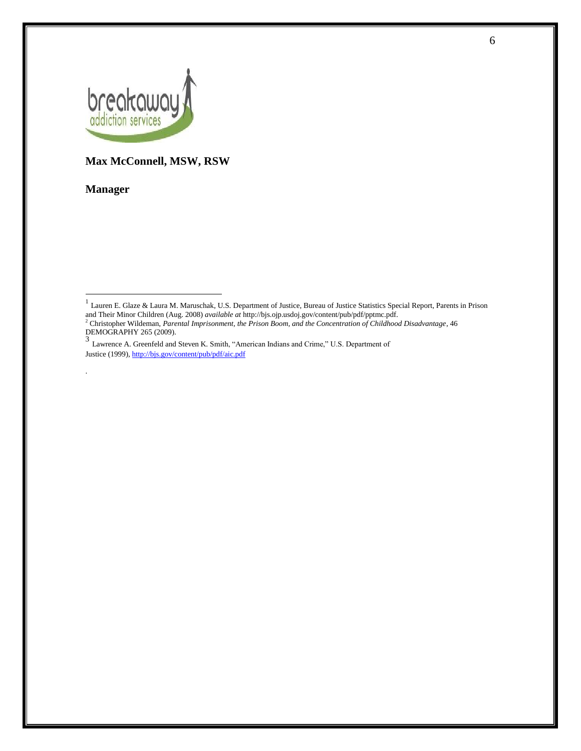breakaway
addiction services

**Max McConnell, MSW, RSW**

**Manager**

---

[1] Lauren E. Glaze & Laura M. Maruschak, U.S. Department of Justice, Bureau of Justice Statistics Special Report, Parents in Prison and Their Minor Children (Aug. 2008) *available at* http://bjs.ojp.usdoj.gov/content/pub/pdf/pptmc.pdf.

[2] Christopher Wildeman, *Parental Imprisonment, the Prison Boom, and the Concentration of Childhood Disadvantage*, 46 DEMOGRAPHY 265 (2009).

[3] Lawrence A. Greenfeld and Steven K. Smith, "American Indians and Crime," U.S. Department of Justice (1999), http://bjs.gov/content/pub/pdf/aic.pdf

.